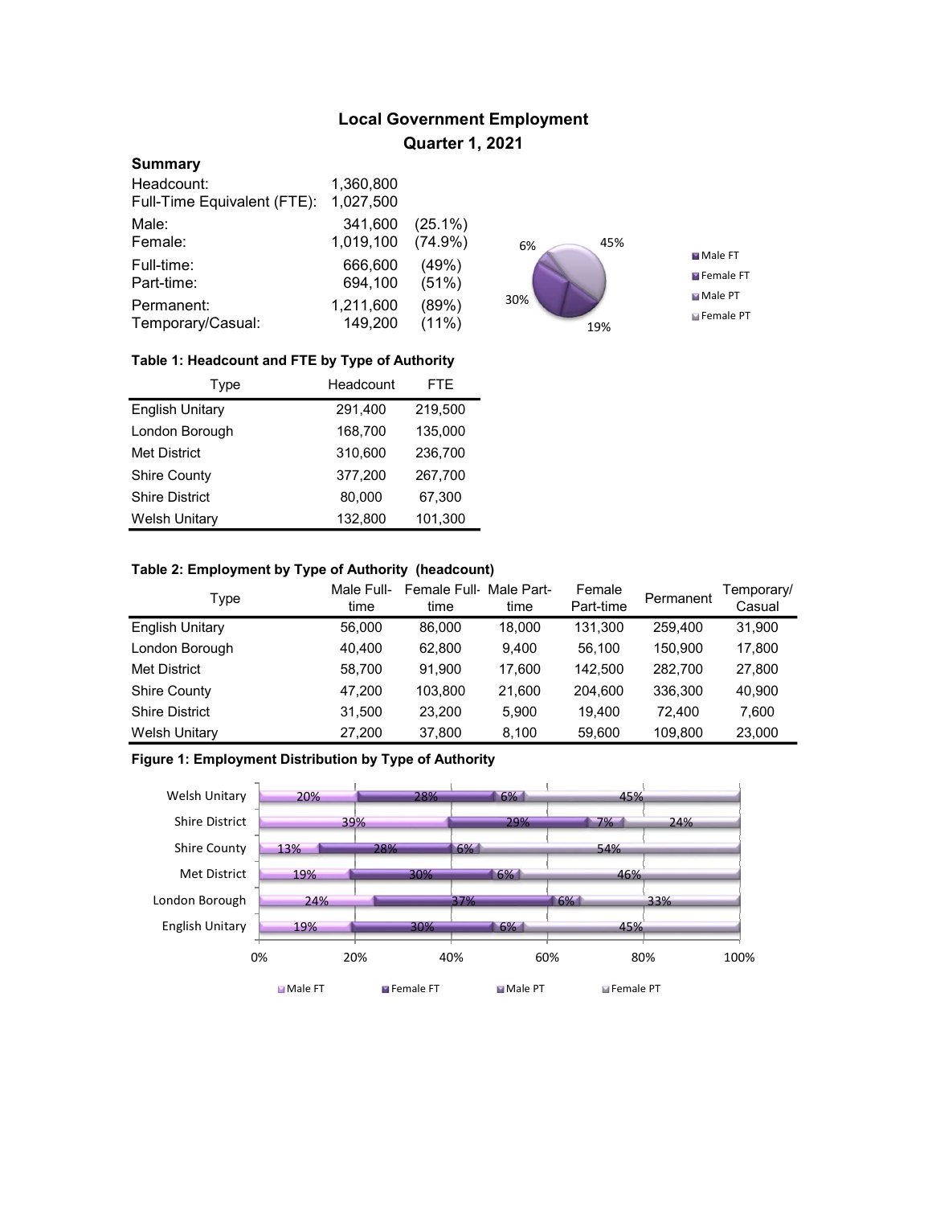# Local Government Employment

## Quarter 1, 2021

### Summary

| | | |
|---|---|---|
| Headcount: | 1,360,800 | |
| Full-Time Equivalent (FTE): | 1,027,500 | |
| Male: | 341,600 | (25.1%) |
| Female: | 1,019,100 | (74.9%) |
| Full-time: | 666,600 | (49%) |
| Part-time: | 694,100 | (51%) |
| Permanent: | 1,211,600 | (89%) |
| Temporary/Casual: | 149,200 | (11%) |

6% 45% 30% 19%

Male FT, Female FT, Male PT, Female PT

**Table 1: Headcount and FTE by Type of Authority**

| Type | Headcount | FTE |
|---|---|---|
| English Unitary | 291,400 | 219,500 |
| London Borough | 168,700 | 135,000 |
| Met District | 310,600 | 236,700 |
| Shire County | 377,200 | 267,700 |
| Shire District | 80,000 | 67,300 |
| Welsh Unitary | 132,800 | 101,300 |

**Table 2: Employment by Type of Authority (headcount)**

| Type | Male Full-time | Female Full-time | Male Part-time | Female Part-time | Permanent | Temporary/ Casual |
|---|---|---|---|---|---|---|
| English Unitary | 56,000 | 86,000 | 18,000 | 131,300 | 259,400 | 31,900 |
| London Borough | 40,400 | 62,800 | 9,400 | 56,100 | 150,900 | 17,800 |
| Met District | 58,700 | 91,900 | 17,600 | 142,500 | 282,700 | 27,800 |
| Shire County | 47,200 | 103,800 | 21,600 | 204,600 | 336,300 | 40,900 |
| Shire District | 31,500 | 23,200 | 5,900 | 19,400 | 72,400 | 7,600 |
| Welsh Unitary | 27,200 | 37,800 | 8,100 | 59,600 | 109,800 | 23,000 |

**Figure 1: Employment Distribution by Type of Authority**

| Type | Male FT | Female FT | Male PT | Female PT |
|---|---|---|---|---|
| Welsh Unitary | 20% | 28% | 6% | 45% |
| Shire District | 39% | 29% | 7% | 24% |
| Shire County | 13% | 28% | 6% | 54% |
| Met District | 19% | 30% | 6% | 46% |
| London Borough | 24% | 37% | 6% | 33% |
| English Unitary | 19% | 30% | 6% | 45% |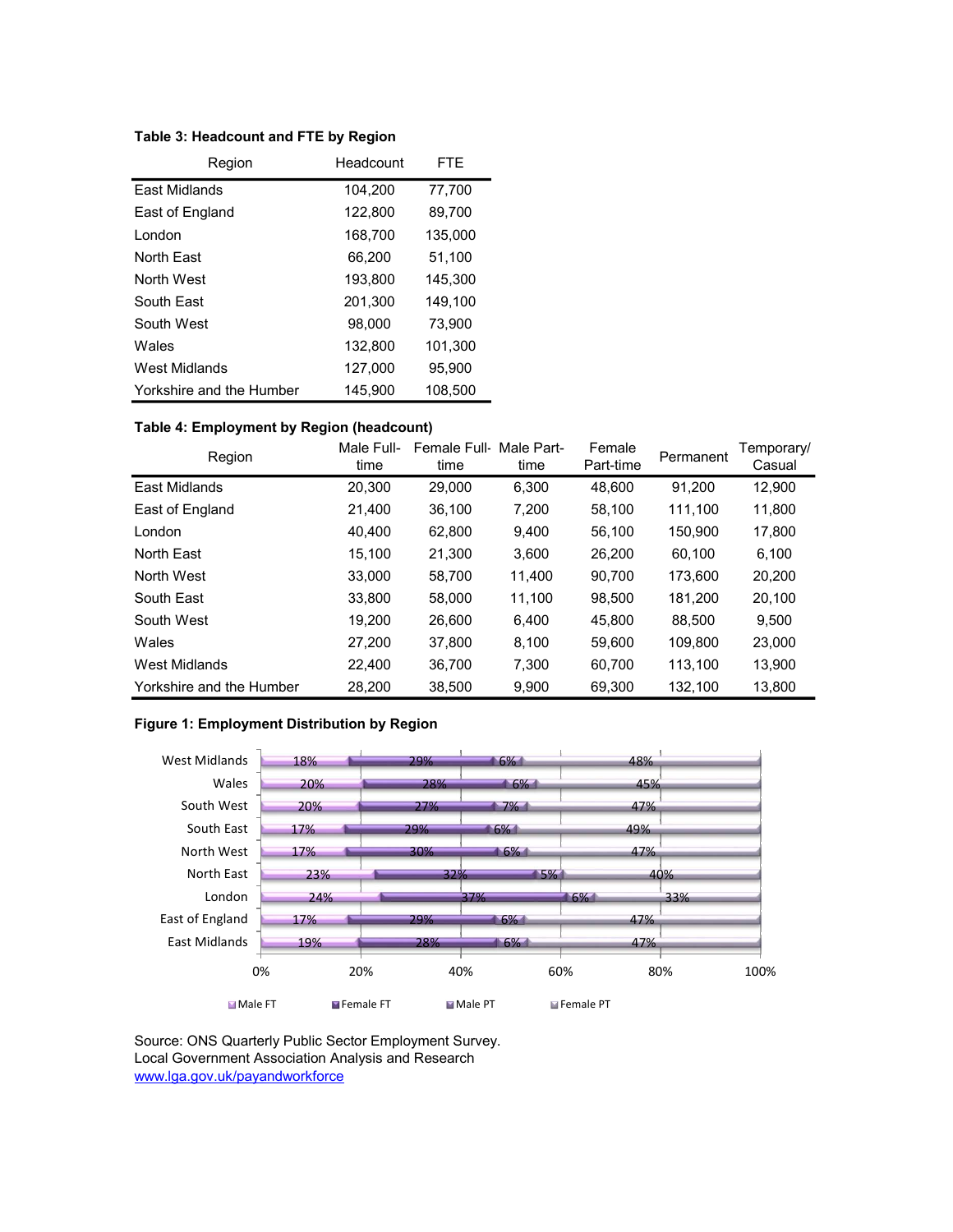**Table 3: Headcount and FTE by Region**

| Region | Headcount | FTE |
|---|---|---|
| East Midlands | 104,200 | 77,700 |
| East of England | 122,800 | 89,700 |
| London | 168,700 | 135,000 |
| North East | 66,200 | 51,100 |
| North West | 193,800 | 145,300 |
| South East | 201,300 | 149,100 |
| South West | 98,000 | 73,900 |
| Wales | 132,800 | 101,300 |
| West Midlands | 127,000 | 95,900 |
| Yorkshire and the Humber | 145,900 | 108,500 |

**Table 4: Employment by Region (headcount)**

| Region | Male Full-time | Female Full-time | Male Part-time | Female Part-time | Permanent | Temporary/ Casual |
|---|---|---|---|---|---|---|
| East Midlands | 20,300 | 29,000 | 6,300 | 48,600 | 91,200 | 12,900 |
| East of England | 21,400 | 36,100 | 7,200 | 58,100 | 111,100 | 11,800 |
| London | 40,400 | 62,800 | 9,400 | 56,100 | 150,900 | 17,800 |
| North East | 15,100 | 21,300 | 3,600 | 26,200 | 60,100 | 6,100 |
| North West | 33,000 | 58,700 | 11,400 | 90,700 | 173,600 | 20,200 |
| South East | 33,800 | 58,000 | 11,100 | 98,500 | 181,200 | 20,100 |
| South West | 19,200 | 26,600 | 6,400 | 45,800 | 88,500 | 9,500 |
| Wales | 27,200 | 37,800 | 8,100 | 59,600 | 109,800 | 23,000 |
| West Midlands | 22,400 | 36,700 | 7,300 | 60,700 | 113,100 | 13,900 |
| Yorkshire and the Humber | 28,200 | 38,500 | 9,900 | 69,300 | 132,100 | 13,800 |

**Figure 1: Employment Distribution by Region**

West Midlands 18% 29% 6% 48%
Wales 20% 28% 6% 45%
South West 20% 27% 7% 47%
South East 17% 29% 6% 49%
North West 17% 30% 6% 47%
North East 23% 32% 5% 40%
London 24% 37% 6% 33%
East of England 17% 29% 6% 47%
East Midlands 19% 28% 6% 47%

0% 20% 40% 60% 80% 100%

Male FT Female FT Male PT Female PT

Source: ONS Quarterly Public Sector Employment Survey.
Local Government Association Analysis and Research
www.lga.gov.uk/payandworkforce